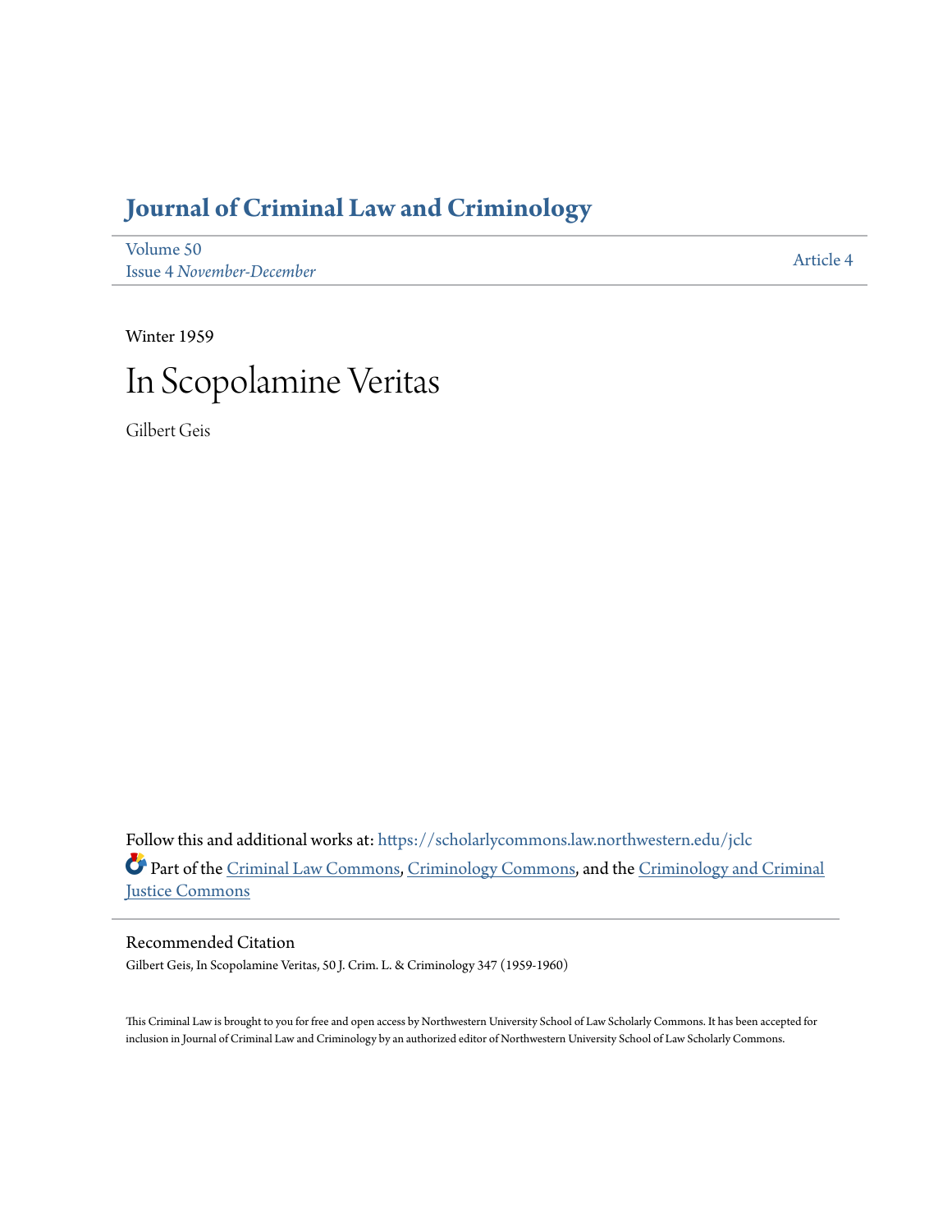# Journal of Criminal Law and Criminology

Volume 50
Issue 4 *November-December*

Article 4

Winter 1959

# In Scopolamine Veritas

Gilbert Geis

Follow this and additional works at: https://scholarlycommons.law.northwestern.edu/jclc

Part of the Criminal Law Commons, Criminology Commons, and the Criminology and Criminal Justice Commons

## Recommended Citation

Gilbert Geis, In Scopolamine Veritas, 50 J. Crim. L. & Criminology 347 (1959-1960)

This Criminal Law is brought to you for free and open access by Northwestern University School of Law Scholarly Commons. It has been accepted for inclusion in Journal of Criminal Law and Criminology by an authorized editor of Northwestern University School of Law Scholarly Commons.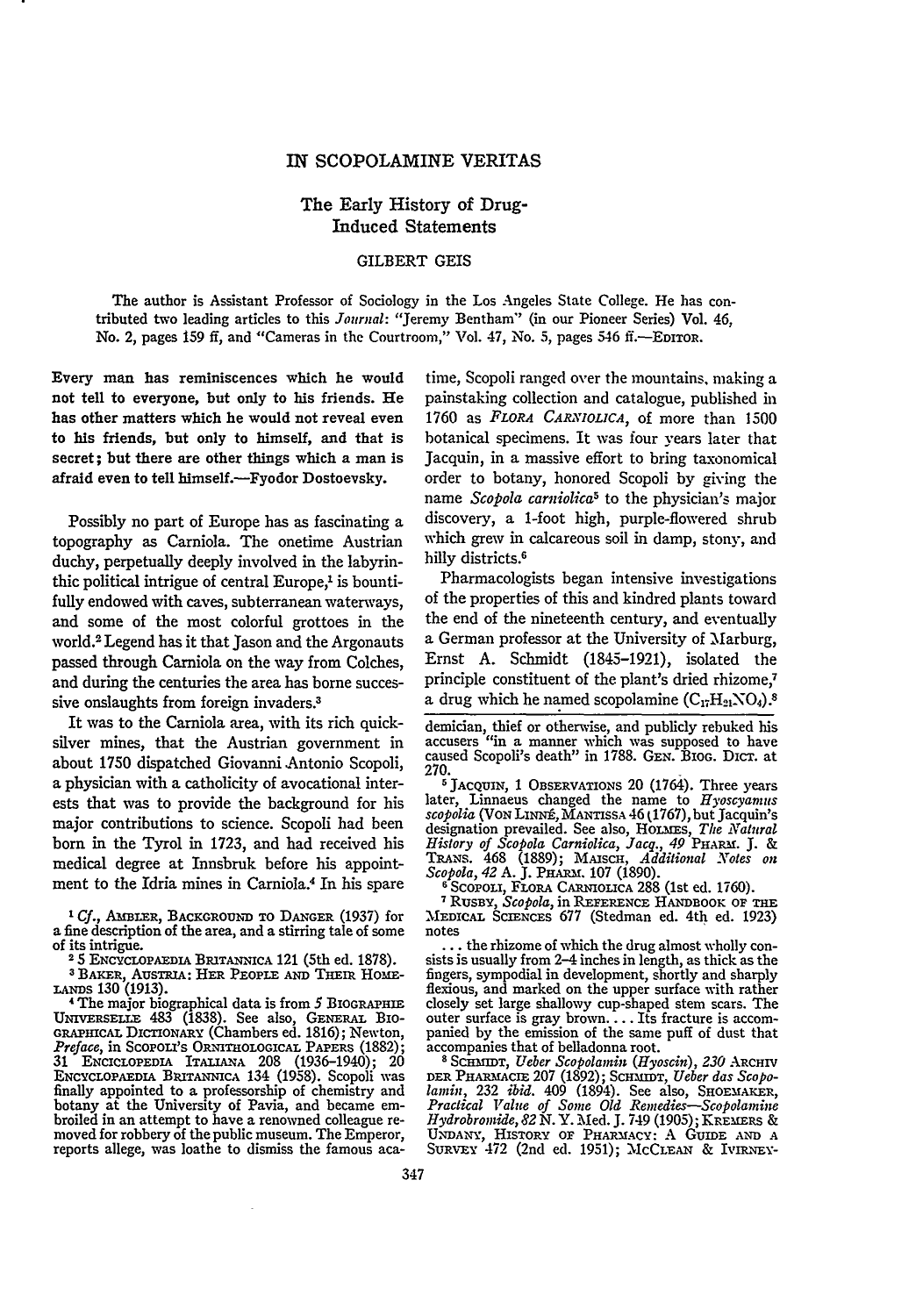# IN SCOPOLAMINE VERITAS

## The Early History of Drug-Induced Statements

### GILBERT GEIS

The author is Assistant Professor of Sociology in the Los Angeles State College. He has contributed two leading articles to this *Journal*: "Jeremy Bentham" (in our Pioneer Series) Vol. 46, No. 2, pages 159 ff, and "Cameras in the Courtroom," Vol. 47, No. 5, pages 546 ff.—EDITOR.

**Every man has reminiscences which he would not tell to everyone, but only to his friends. He has other matters which he would not reveal even to his friends, but only to himself, and that is secret; but there are other things which a man is afraid even to tell himself.—Fyodor Dostoevsky.**

Possibly no part of Europe has as fascinating a topography as Carniola. The onetime Austrian duchy, perpetually deeply involved in the labyrinthic political intrigue of central Europe,[1] is bountifully endowed with caves, subterranean waterways, and some of the most colorful grottoes in the world.[2] Legend has it that Jason and the Argonauts passed through Carniola on the way from Colches, and during the centuries the area has borne successive onslaughts from foreign invaders.[3]

It was to the Carniola area, with its rich quicksilver mines, that the Austrian government in about 1750 dispatched Giovanni Antonio Scopoli, a physician with a catholicity of avocational interests that was to provide the background for his major contributions to science. Scopoli had been born in the Tyrol in 1723, and had received his medical degree at Innsbruk before his appointment to the Idria mines in Carniola.[4] In his spare time, Scopoli ranged over the mountains, making a painstaking collection and catalogue, published in 1760 as *FLORA CARNIOLICA*, of more than 1500 botanical specimens. It was four years later that Jacquin, in a massive effort to bring taxonomical order to botany, honored Scopoli by giving the name *Scopola carniolica*[5] to the physician's major discovery, a 1-foot high, purple-flowered shrub which grew in calcareous soil in damp, stony, and hilly districts.[6]

Pharmacologists began intensive investigations of the properties of this and kindred plants toward the end of the nineteenth century, and eventually a German professor at the University of Marburg, Ernst A. Schmidt (1845–1921), isolated the principle constituent of the plant's dried rhizome,[7] a drug which he named scopolamine ($C_{17}H_{21}NO_4$).[8]

---

[1] *Cf.*, AMBLER, BACKGROUND TO DANGER (1937) for a fine description of the area, and a stirring tale of some of its intrigue.

[2] 5 ENCYCLOPAEDIA BRITANNICA 121 (5th ed. 1878).

[3] BAKER, AUSTRIA: HER PEOPLE AND THEIR HOMELANDS 130 (1913).

[4] The major biographical data is from *5* BIOGRAPHIE UNIVERSELLE 483 (1838). See also, GENERAL BIOGRAPHICAL DICTIONARY (Chambers ed. 1816); Newton, *Preface*, in SCOPOLI'S ORNITHOLOGICAL PAPERS (1882); 31 ENCICLOPEDIA ITALIANA 208 (1936–1940); 20 ENCYCLOPAEDIA BRITANNICA 134 (1958). Scopoli was finally appointed to a professorship of chemistry and botany at the University of Pavia, and became embroiled in an attempt to have a renowned colleague removed for robbery of the public museum. The Emperor, reports allege, was loathe to dismiss the famous academician, thief or otherwise, and publicly rebuked his accusers "in a manner which was supposed to have caused Scopoli's death" in 1788. GEN. BIOG. DICT. at 270.

[5] JACQUIN, 1 OBSERVATIONS 20 (1764). Three years later, Linnaeus changed the name to *Hyoscyamus scopolia* (VON LINNÉ, MANTISSA 46 (1767), but Jacquin's designation prevailed. See also, HOLMES, *The Natural History of Scopola Carniolica, Jacq., 49* PHARM. J. & TRANS. 468 (1889); MAISCH, *Additional Notes on Scopola, 42* A. J. PHARM. 107 (1890).

[6] SCOPOLI, FLORA CARNIOLICA 288 (1st ed. 1760).

[7] RUSBY, *Scopola*, in REFERENCE HANDBOOK OF THE MEDICAL SCIENCES 677 (Stedman ed. 4th ed. 1923) notes

> ... the rhizome of which the drug almost wholly consists is usually from 2–4 inches in length, as thick as the fingers, sympodial in development, shortly and sharply flexious, and marked on the upper surface with rather closely set large shallowy cup-shaped stem scars. The outer surface is gray brown.... Its fracture is accompanied by the emission of the same puff of dust that accompanies that of belladonna root.

[8] SCHMIDT, *Ueber Scopolamin (Hyoscin), 230* ARCHIV DER PHARMACIE 207 (1892); SCHMIDT, *Ueber das Scopolamin*, 232 *ibid.* 409 (1894). See also, SHOEMAKER, *Practical Value of Some Old Remedies—Scopolamine Hydrobromide, 82* N. Y. Med. J. 749 (1905); KREMERS & URDANY, HISTORY OF PHARMACY: A GUIDE AND A SURVEY 472 (2nd ed. 1951); MCCLEAN & IVIRNEY-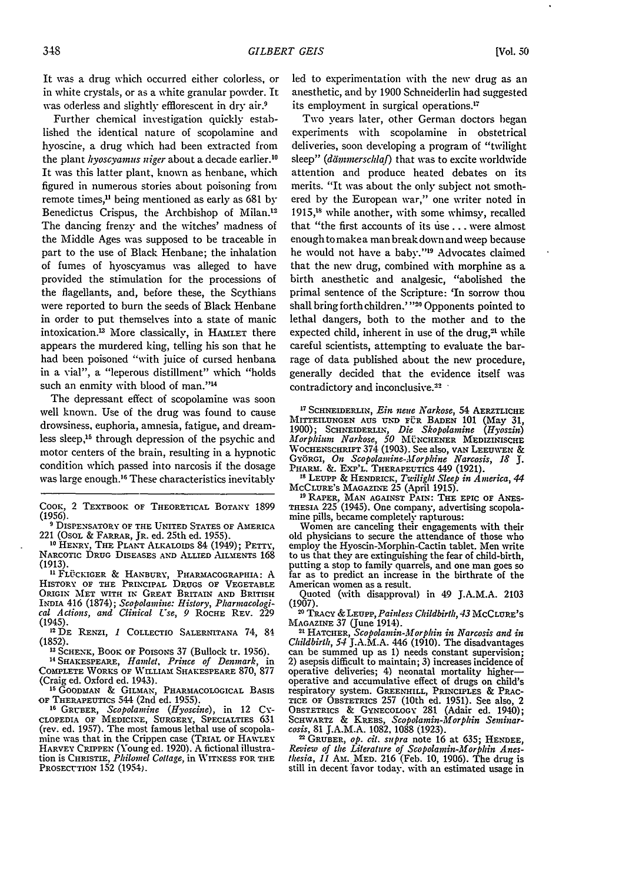It was a drug which occurred either colorless, or in white crystals, or as a white granular powder. It was oderless and slightly efflorescent in dry air.[9]

Further chemical investigation quickly established the identical nature of scopolamine and hyoscine, a drug which had been extracted from the plant *hyoscyamus niger* about a decade earlier.[10] It was this latter plant, known as henbane, which figured in numerous stories about poisoning from remote times,[11] being mentioned as early as 681 by Benedictus Crispus, the Archbishop of Milan.[12] The dancing frenzy and the witches' madness of the Middle Ages was supposed to be traceable in part to the use of Black Henbane; the inhalation of fumes of hyoscyamus was alleged to have provided the stimulation for the processions of the flagellants, and, before these, the Scythians were reported to burn the seeds of Black Henbane in order to put themselves into a state of manic intoxication.[13] More classically, in HAMLET there appears the murdered king, telling his son that he had been poisoned "with juice of cursed henbana in a vial", a "leperous distillment" which "holds such an enmity with blood of man."[14]

The depressant effect of scopolamine was soon well known. Use of the drug was found to cause drowsiness, euphoria, amnesia, fatigue, and dreamless sleep,[15] through depression of the psychic and motor centers of the brain, resulting in a hypnotic condition which passed into narcosis if the dosage was large enough.[16] These characteristics inevitably led to experimentation with the new drug as an anesthetic, and by 1900 Schneiderlin had suggested its employment in surgical operations.[17]

Two years later, other German doctors began experiments with scopolamine in obstetrical deliveries, soon developing a program of "twilight sleep" (*dämmerschlaf*) that was to excite worldwide attention and produce heated debates on its merits. "It was about the only subject not smothered by the European war," one writer noted in 1915,[18] while another, with some whimsy, recalled that "the first accounts of its use ... were almost enough to make a man break down and weep because he would not have a baby."[19] Advocates claimed that the new drug, combined with morphine as a birth anesthetic and analgesic, "abolished the primal sentence of the Scripture: 'In sorrow thou shall bring forth children.'"[20] Opponents pointed to lethal dangers, both to the mother and to the expected child, inherent in use of the drug,[21] while careful scientists, attempting to evaluate the barrage of data published about the new procedure, generally decided that the evidence itself was contradictory and inconclusive.[22]

---

COOK, 2 TEXTBOOK OF THEORETICAL BOTANY 1899 (1956).

[9] DISPENSATORY OF THE UNITED STATES OF AMERICA 221 (OSOL & FARRAR, JR. ed. 25th ed. 1955).

[10] HENRY, THE PLANT ALKALOIDS 84 (1949); PETTY, NARCOTIC DRUG DISEASES AND ALLIED AILMENTS 168 (1913).

[11] FLÜCKIGER & HANBURY, PHARMACOGRAPHIA: A HISTORY OF THE PRINCIPAL DRUGS OF VEGETABLE ORIGIN MET WITH IN GREAT BRITAIN AND BRITISH INDIA 416 (1874); *Scopolamine: History, Pharmacological Actions, and Clinical Use*, 9 ROCHE REV. 229 (1945).

[12] DE RENZI, 1 COLLECTIO SALERNITANA 74, 84 (1852).

[13] SCHENK, BOOK OF POISONS 37 (Bullock tr. 1956).

[14] SHAKESPEARE, *Hamlet, Prince of Denmark*, in COMPLETE WORKS OF WILLIAM SHAKESPEARE 870, 877 (Craig ed. Oxford ed. 1943).

[15] GOODMAN & GILMAN, PHARMACOLOGICAL BASIS OF THERAPEUTICS 544 (2nd ed. 1955).

[16] GRUBER, *Scopolamine (Hyoscine)*, in 12 CYCLOPEDIA OF MEDICINE, SURGERY, SPECIALTIES 631 (rev. ed. 1957). The most famous lethal use of scopolamine was that in the Crippen case (TRIAL OF HAWLEY HARVEY CRIPPEN (Young ed. 1920). A fictional illustration is CHRISTIE, *Philomel Cottage*, in WITNESS FOR THE PROSECUTION 152 (1954).

[17] SCHNEIDERLIN, *Ein neue Narkose*, 54 AERZTLICHE MITTEILUNGEN AUS UND FÜR BADEN 101 (May 31, 1900); SCHNEIDERLIN, *Die Skopolamine (Hyoszin) Morphium Narkose*, 50 MÜNCHENER MEDIZINISCHE WOCHENSCHRIFT 374 (1903). See also, VAN LEEUWEN & GYÖRGI, *On Scopolamine-Morphine Narcosis*, 18 J. PHARM. &. EXP'L. THERAPEUTICS 449 (1921).

[18] LEUPP & HENDRICK, *Twilight Sleep in America*, 44 MCCLURE'S MAGAZINE 25 (April 1915).

[19] RAPER, MAN AGAINST PAIN: THE EPIC OF ANESTHESIA 225 (1945). One company, advertising scopolamine pills, became completely rapturous:

Women are canceling their engagements with their old physicians to secure the attendance of those who employ the Hyoscin-Morphin-Cactin tablet. Men write to us that they are extinguishing the fear of child-birth, putting a stop to family quarrels, and one man goes so far as to predict an increase in the birthrate of the American women as a result.

Quoted (with disapproval) in 49 J.A.M.A. 2103 (1907).

[20] TRACY & LEUPP, *Painless Childbirth*, 43 MCCLURE'S MAGAZINE 37 (June 1914).

[21] HATCHER, *Scopolamin-Morphin in Narcosis and in Childbirth*, 54 J.A.M.A. 446 (1910). The disadvantages can be summed up as 1) needs constant supervision; 2) asepsis difficult to maintain; 3) increases incidence of operative deliveries; 4) neonatal mortality higher—operative and accumulative effect of drugs on child's respiratory system. GREENHILL, PRINCIPLES & PRACTICE OF OBSTETRICS 257 (10th ed. 1951). See also, 2 OBSTETRICS & GYNECOLOGY 281 (Adair ed. 1940); SCHWARTZ & KREBS, *Scopolamin-Morphin Seminarcosis*, 81 J.A.M.A. 1082, 1088 (1923).

[22] GRUBER, *op. cit. supra* note 16 at 635; HENDEE, *Review of the Literature of Scopolamin-Morphin Anesthesia*, 11 AM. MED. 216 (Feb. 10, 1906). The drug is still in decent favor today, with an estimated usage in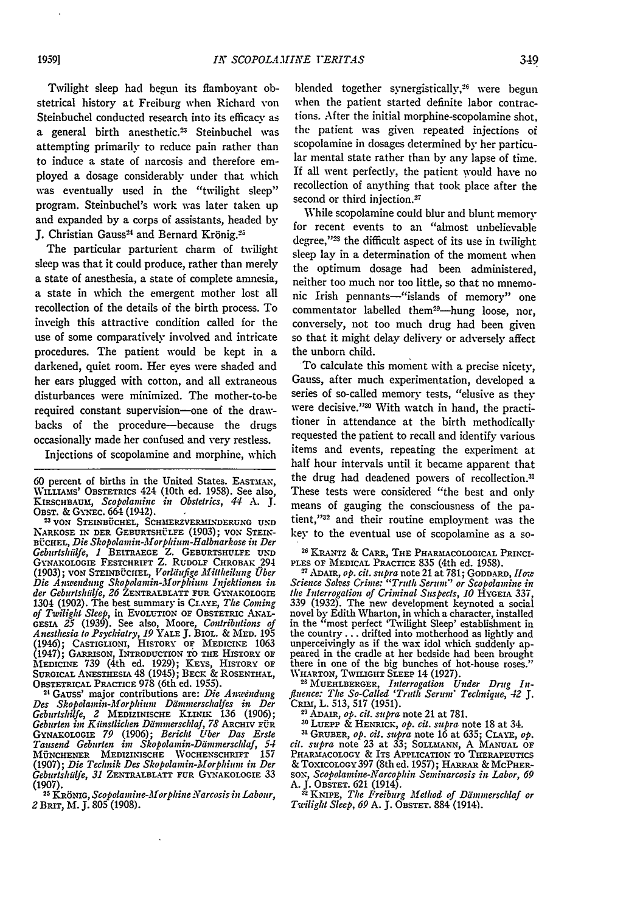Twilight sleep had begun its flamboyant obstetrical history at Freiburg when Richard von Steinbuchel conducted research into its efficacy as a general birth anesthetic.[23] Steinbuchel was attempting primarily to reduce pain rather than to induce a state of narcosis and therefore employed a dosage considerably under that which was eventually used in the "twilight sleep" program. Steinbuchel's work was later taken up and expanded by a corps of assistants, headed by J. Christian Gauss[24] and Bernard Krönig.[25]

The particular parturient charm of twilight sleep was that it could produce, rather than merely a state of anesthesia, a state of complete amnesia, a state in which the emergent mother lost all recollection of the details of the birth process. To inveigh this attractive condition called for the use of some comparatively involved and intricate procedures. The patient would be kept in a darkened, quiet room. Her eyes were shaded and her ears plugged with cotton, and all extraneous disturbances were minimized. The mother-to-be required constant supervision—one of the drawbacks of the procedure—because the drugs occasionally made her confused and very restless.

Injections of scopolamine and morphine, which blended together synergistically,[26] were begun when the patient started definite labor contractions. After the initial morphine-scopolamine shot, the patient was given repeated injections of scopolamine in dosages determined by her particular mental state rather than by any lapse of time. If all went perfectly, the patient would have no recollection of anything that took place after the second or third injection.[27]

While scopolamine could blur and blunt memory for recent events to an "almost unbelievable degree,"[28] the difficult aspect of its use in twilight sleep lay in a determination of the moment when the optimum dosage had been administered, neither too much nor too little, so that no mnemonic Irish pennants—"islands of memory" one commentator labelled them[29]—hung loose, nor, conversely, not too much drug had been given so that it might delay delivery or adversely affect the unborn child.

To calculate this moment with a precise nicety, Gauss, after much experimentation, developed a series of so-called memory tests, "elusive as they were decisive."[30] With watch in hand, the practitioner in attendance at the birth methodically requested the patient to recall and identify various items and events, repeating the experiment at half hour intervals until it became apparent that the drug had deadened powers of recollection.[31] These tests were considered "the best and only means of gauging the consciousness of the patient,"[32] and their routine employment was the key to the eventual use of scopolamine as a so-

---

60 percent of births in the United States. EASTMAN, WILLIAMS' OBSTETRICS 424 (10th ed. 1958). See also, KIRSCHBAUM, *Scopolamine in Obstetrics*, 44 A. J. OBST. & GYNEC. 664 (1942).

[23] VON STEINBÜCHEL, SCHMERZVERMINDERUNG UND NARKOSE IN DER GEBURTSHÜLFE (1903); VON STEINBÜCHEL, *Die Skopolamin-Morphium-Halbnarkose in Der Geburtshülfe*, 1 BEITRAEGE Z. GEBURTSHULFE UND GYNAKOLOGIE FESTSCHRIFT Z. RUDOLF CHROBAK 294 (1903); VON STEINBÜCHEL, *Vorläufige Mittheilung Über Die Anwendung Skopolamin-Morphium Injektionen in der Geburtshülfe*, 26 ZENTRALBLATT FUR GYNAKOLOGIE 1304 (1902). The best summary is CLAYE, *The Coming of Twilight Sleep*, in EVOLUTION OF OBSTETRIC ANALGESIA 25 (1939). See also, Moore, *Contributions of Anesthesia to Psychiatry*, 19 YALE J. BIOL. & MED. 195 (1946); CASTIGLIONI, HISTORY OF MEDICINE 1063 (1947); GARRISON, INTRODUCTION TO THE HISTORY OF MEDICINE 739 (4th ed. 1929); KEYS, HISTORY OF SURGICAL ANESTHESIA 48 (1945); BECK & ROSENTHAL, OBSTETRICAL PRACTICE 978 (6th ed. 1955).

[24] GAUSS' major contributions are: *Die Anwendung Des Skopolamin-Morphium Dämmerschlafes in Der Geburtshilfe*, 2 MEDIZINISCHE KLINIK 136 (1906); *Geburten im Künstlichen Dämmerschlaf*, 78 ARCHIV FÜR GYNAKOLOGIE 79 (1906); *Bericht Über Das Erste Tausend Geburten im Skopolamin-Dämmerschlaf*, 54 MÜNCHENER MEDIZINISCHE WOCHENSCHRIFT 157 (1907); *Die Technik Des Skopolamin-Morphium in Der Geburtshülfe*, 31 ZENTRALBLATT FUR GYNAKOLOGIE 33 (1907).

[25] KRÖNIG, *Scopolamine-Morphine Narcosis in Labour*, 2 BRIT. M. J. 805 (1908).

[26] KRANTZ & CARR, THE PHARMACOLOGICAL PRINCIPLES OF MEDICAL PRACTICE 835 (4th ed. 1958).

[27] ADAIR, *op. cit. supra* note 21 at 781; GODDARD, *How Science Solves Crime: "Truth Serum" or Scopolamine in the Interrogation of Criminal Suspects*, 10 HYGEIA 337, 339 (1932). The new development keynoted a social novel by Edith Wharton, in which a character, installed in the "most perfect 'Twilight Sleep' establishment in the country . . . drifted into motherhood as lightly and unperceivingly as if the wax idol which suddenly appeared in the cradle at her bedside had been brought there in one of the big bunches of hot-house roses." WHARTON, TWILIGHT SLEEP 14 (1927).

[28] MUEHLBERGER, *Interrogation Under Drug Influence: The So-Called 'Truth Serum' Technique*, 42 J. CRIM. L. 513, 517 (1951).

[29] ADAIR, *op. cit. supra* note 21 at 781.

[30] LUEPP & HENRICK, *op. cit. supra* note 18 at 34.

[31] GRUBER, *op. cit. supra* note 16 at 635; CLAYE, *op. cit. supra* note 23 at 33; SOLLMANN, A MANUAL OF PHARMACOLOGY & ITS APPLICATION TO THERAPEUTICS & TOXICOLOGY 397 (8th ed. 1957); HARRAR & MCPHERSON, *Scopolamine-Narcophin Seminarcosis in Labor*, 69 A. J. OBSTET. 621 (1914).

[32] KNIPE, *The Freiburg Method of Dämmerschlaf or Twilight Sleep*, 69 A. J. OBSTET. 884 (1914).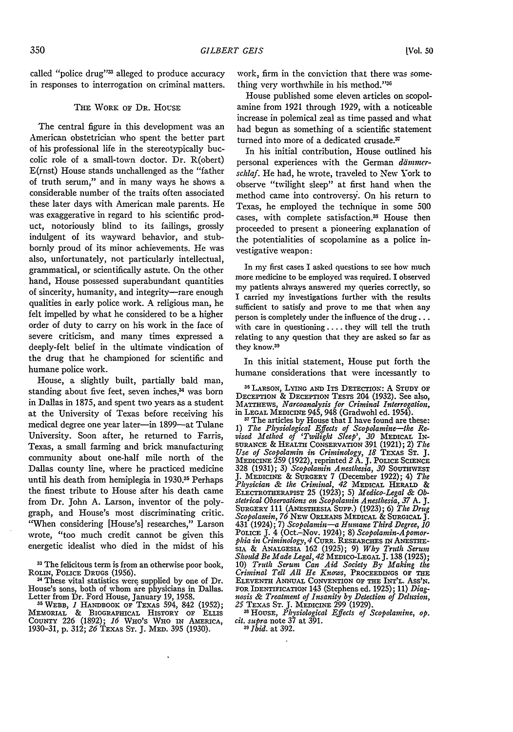called "police drug"[33] alleged to produce accuracy in responses to interrogation on criminal matters.

## The Work of Dr. House

The central figure in this development was an American obstetrician who spent the better part of his professional life in the stereotypically bucolic role of a small-town doctor. Dr. R(obert) E(rnst) House stands unchallenged as the "father of truth serum," and in many ways he shows a considerable number of the traits often associated these later days with American male parents. He was exaggerative in regard to his scientific product, notoriously blind to its failings, grossly indulgent of its wayward behavior, and stubbornly proud of its minor achievements. He was also, unfortunately, not particularly intellectual, grammatical, or scientifically astute. On the other hand, House possessed superabundant quantities of sincerity, humanity, and integrity—rare enough qualities in early police work. A religious man, he felt impelled by what he considered to be a higher order of duty to carry on his work in the face of severe criticism, and many times expressed a deeply-felt belief in the ultimate vindication of the drug that he championed for scientific and humane police work.

House, a slightly built, partially bald man, standing about five feet, seven inches,[34] was born in Dallas in 1875, and spent two years as a student at the University of Texas before receiving his medical degree one year later—in 1899—at Tulane University. Soon after, he returned to Farris, Texas, a small farming and brick manufacturing community about one-half mile north of the Dallas county line, where he practiced medicine until his death from hemiplegia in 1930.[35] Perhaps the finest tribute to House after his death came from Dr. John A. Larson, inventor of the polygraph, and House's most discriminating critic. "When considering [House's] researches," Larson wrote, "too much credit cannot be given this energetic idealist who died in the midst of his work, firm in the conviction that there was something very worthwhile in his method."[36]

House published some eleven articles on scopolamine from 1921 through 1929, with a noticeable increase in polemical zeal as time passed and what had begun as something of a scientific statement turned into more of a dedicated crusade.[37]

In his initial contribution, House outlined his personal experiences with the German *dämmerschlaf*. He had, he wrote, traveled to New York to observe "twilight sleep" at first hand when the method came into controversy. On his return to Texas, he employed the technique in some 500 cases, with complete satisfaction.[38] House then proceeded to present a pioneering explanation of the potentialities of scopolamine as a police investigative weapon:

> In my first cases I asked questions to see how much more medicine to be employed was required. I observed my patients always answered my queries correctly, so I carried my investigations further with the results sufficient to satisfy and prove to me that when any person is completely under the influence of the drug . . . with care in questioning . . . . they will tell the truth relating to any question that they are asked so far as they know.[39]

In this initial statement, House put forth the humane considerations that were incessantly to

---

[33] The felicitous term is from an otherwise poor book, Rolin, Police Drugs (1956).

[34] These vital statistics were supplied by one of Dr. House's sons, both of whom are physicians in Dallas. Letter from Dr. Ford House, January 19, 1958.

[35] Webb, *1* Handbook of Texas 594, 842 (1952); Memorial & Biographical History of Ellis County 226 (1892); *16* Who's Who in America, 1930–31, p. 312; *26* Texas St. J. Med. 395 (1930).

[36] Larson, Lying and Its Detection: A Study of Deception & Deception Tests 204 (1932). See also, Matthews, *Narcoanalysis for Criminal Interrogation*, in Legal Medicine 945, 948 (Gradwohl ed. 1954).

[37] The articles by House that I have found are these: 1) *The Physiological Effects of Scopolamine—the Revised Method of 'Twilight Sleep'*, *30* Medical Insurance & Health Conservation 391 (1921); 2) *The Use of Scopolamin in Criminology*, *18* Texas St. J. Medicine 259 (1922), reprinted *2* A. J. Police Science 328 (1931); 3) *Scopolamin Anesthesia*, *30* Southwest J. Medicine & Surgery 7 (December 1922); 4) *The Physician & the Criminal*, *42* Medical Herald & Electrotherapist 25 (1923); 5) *Medico-Legal & Obstetrical Observations on Scopolamin Anesthesia*, *37* A. J. Surgery 111 (Anesthesia Supp.) (1923); 6) *The Drug Scopolamin*, *76* New Orleans Medical & Surgical J. 431 (1924); 7) *Scopolamin—a Humane Third Degree*, *10* Police J. 4 (Oct.–Nov. 1924); 8) *Scopolamin-Apomorphia in Criminology*, *4* Curr. Researches in Anesthesia & Analgesia 162 (1925); 9) *Why Truth Serum Should Be Made Legal*, *42* Medico-Legal J. 138 (1925); 10) *Truth Serum Can Aid Society By Making the Criminal Tell All He Knows*, Proceedings of the Eleventh Annual Convention of the Int'l. Ass'n. for Identification 143 (Stephens ed. 1925); 11) *Diagnosis & Treatment of Insanity by Detection of Delusion*, *25* Texas St. J. Medicine 299 (1929).

[38] House, *Physiological Effects of Scopolamine*, *op. cit. supra* note 37 at 391.

[39] *Ibid.* at 392.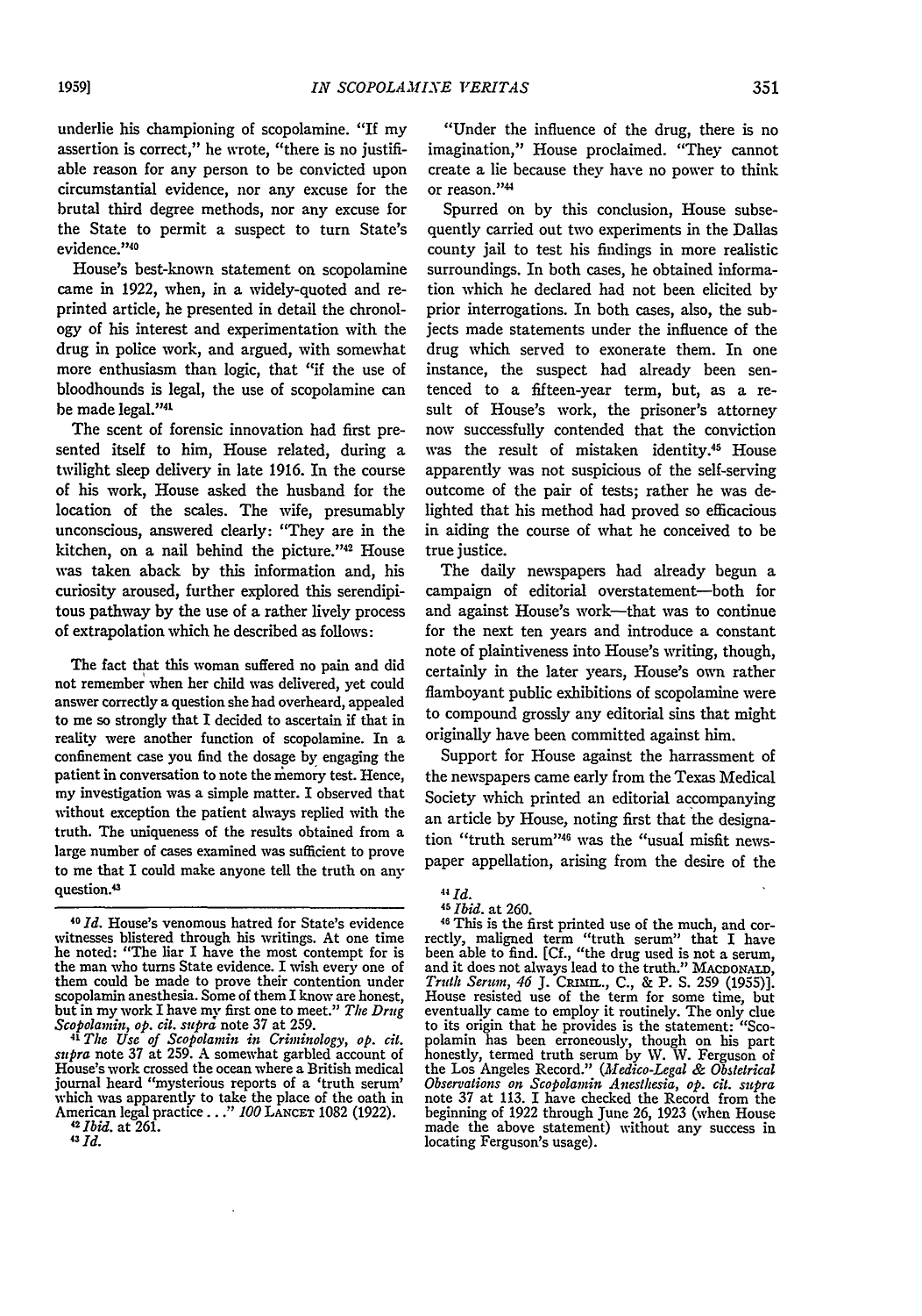underlie his championing of scopolamine. "If my assertion is correct," he wrote, "there is no justifiable reason for any person to be convicted upon circumstantial evidence, nor any excuse for the brutal third degree methods, nor any excuse for the State to permit a suspect to turn State's evidence."[40]

House's best-known statement on scopolamine came in 1922, when, in a widely-quoted and reprinted article, he presented in detail the chronology of his interest and experimentation with the drug in police work, and argued, with somewhat more enthusiasm than logic, that "if the use of bloodhounds is legal, the use of scopolamine can be made legal."[41]

The scent of forensic innovation had first presented itself to him, House related, during a twilight sleep delivery in late 1916. In the course of his work, House asked the husband for the location of the scales. The wife, presumably unconscious, answered clearly: "They are in the kitchen, on a nail behind the picture."[42] House was taken aback by this information and, his curiosity aroused, further explored this serendipitous pathway by the use of a rather lively process of extrapolation which he described as follows:

> The fact that this woman suffered no pain and did not remember when her child was delivered, yet could answer correctly a question she had overheard, appealed to me so strongly that I decided to ascertain if that in reality were another function of scopolamine. In a confinement case you find the dosage by engaging the patient in conversation to note the memory test. Hence, my investigation was a simple matter. I observed that without exception the patient always replied with the truth. The uniqueness of the results obtained from a large number of cases examined was sufficient to prove to me that I could make anyone tell the truth on any question.[43]

"Under the influence of the drug, there is no imagination," House proclaimed. "They cannot create a lie because they have no power to think or reason."[44]

Spurred on by this conclusion, House subsequently carried out two experiments in the Dallas county jail to test his findings in more realistic surroundings. In both cases, he obtained information which he declared had not been elicited by prior interrogations. In both cases, also, the subjects made statements under the influence of the drug which served to exonerate them. In one instance, the suspect had already been sentenced to a fifteen-year term, but, as a result of House's work, the prisoner's attorney now successfully contended that the conviction was the result of mistaken identity.[45] House apparently was not suspicious of the self-serving outcome of the pair of tests; rather he was delighted that his method had proved so efficacious in aiding the course of what he conceived to be true justice.

The daily newspapers had already begun a campaign of editorial overstatement—both for and against House's work—that was to continue for the next ten years and introduce a constant note of plaintiveness into House's writing, though, certainly in the later years, House's own rather flamboyant public exhibitions of scopolamine were to compound grossly any editorial sins that might originally have been committed against him.

Support for House against the harrassment of the newspapers came early from the Texas Medical Society which printed an editorial accompanying an article by House, noting first that the designation "truth serum"[46] was the "usual misfit newspaper appellation, arising from the desire of the

---

[40] *Id.* House's venomous hatred for State's evidence witnesses blistered through his writings. At one time he noted: "The liar I have the most contempt for is the man who turns State evidence. I wish every one of them could be made to prove their contention under scopolamin anesthesia. Some of them I know are honest, but in my work I have my first one to meet." *The Drug Scopolamin, op. cit. supra* note 37 at 259.

[41] *The Use of Scopolamin in Criminology, op. cit. supra* note 37 at 259. A somewhat garbled account of House's work crossed the ocean where a British medical journal heard "mysterious reports of a 'truth serum' which was apparently to take the place of the oath in American legal practice . . ." 100 LANCET 1082 (1922).

[42] *Ibid.* at 261.

[43] *Id.*

[44] *Id.*

[45] *Ibid.* at 260.

[46] This is the first printed use of the much, and correctly, maligned term "truth serum" that I have been able to find. [Cf., "the drug used is not a serum, and it does not always lead to the truth." MACDONALD, *Truth Serum*, 46 J. CRIMIL., C., & P. S. 259 (1955)]. House resisted use of the term for some time, but eventually came to employ it routinely. The only clue to its origin that he provides is the statement: "Scopolamin has been erroneously, though on his part honestly, termed truth serum by W. W. Ferguson of the Los Angeles Record." (*Medico-Legal & Obstetrical Observations on Scopolamin Anesthesia, op. cit. supra* note 37 at 113. I have checked the Record from the beginning of 1922 through June 26, 1923 (when House made the above statement) without any success in locating Ferguson's usage).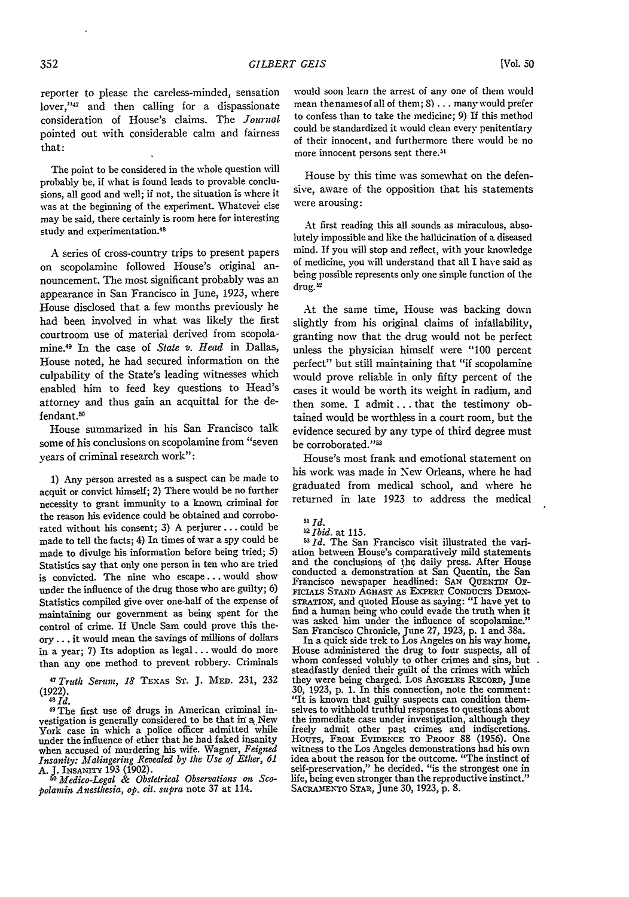reporter to please the careless-minded, sensation lover,"[47] and then calling for a dispassionate consideration of House's claims. The *Journal* pointed out with considerable calm and fairness that:

> The point to be considered in the whole question will probably be, if what is found leads to provable conclusions, all good and well; if not, the situation is where it was at the beginning of the experiment. Whatever else may be said, there certainly is room here for interesting study and experimentation.[48]

A series of cross-country trips to present papers on scopolamine followed House's original announcement. The most significant probably was an appearance in San Francisco in June, 1923, where House disclosed that a few months previously he had been involved in what was likely the first courtroom use of material derived from scopolamine.[49] In the case of *State v. Head* in Dallas, House noted, he had secured information on the culpability of the State's leading witnesses which enabled him to feed key questions to Head's attorney and thus gain an acquittal for the defendant.[50]

House summarized in his San Francisco talk some of his conclusions on scopolamine from "seven years of criminal research work":

> 1) Any person arrested as a suspect can be made to acquit or convict himself; 2) There would be no further necessity to grant immunity to a known criminal for the reason his evidence could be obtained and corroborated without his consent; 3) A perjurer . . . could be made to tell the facts; 4) In times of war a spy could be made to divulge his information before being tried; 5) Statistics say that only one person in ten who are tried is convicted. The nine who escape . . . would show under the influence of the drug those who are guilty; 6) Statistics compiled give over one-half of the expense of maintaining our government as being spent for the control of crime. If Uncle Sam could prove this theory . . . it would mean the savings of millions of dollars in a year; 7) Its adoption as legal . . . would do more than any one method to prevent robbery. Criminals would soon learn the arrest of any one of them would mean the names of all of them; 8) . . . many would prefer to confess than to take the medicine; 9) If this method could be standardized it would clean every penitentiary of their innocent, and furthermore there would be no more innocent persons sent there.[51]

House by this time was somewhat on the defensive, aware of the opposition that his statements were arousing:

> At first reading this all sounds as miraculous, absolutely impossible and like the hallucination of a diseased mind. If you will stop and reflect, with your knowledge of medicine, you will understand that all I have said as being possible represents only one simple function of the drug.[52]

At the same time, House was backing down slightly from his original claims of infallibility, granting now that the drug would not be perfect unless the physician himself were "100 percent perfect" but still maintaining that "if scopolamine would prove reliable in only fifty percent of the cases it would be worth its weight in radium, and then some. I admit . . . that the testimony obtained would be worthless in a court room, but the evidence secured by any type of third degree must be corroborated."[53]

House's most frank and emotional statement on his work was made in New Orleans, where he had graduated from medical school, and where he returned in late 1923 to address the medical

---

[47] *Truth Serum*, 18 TEXAS ST. J. MED. 231, 232 (1922).

[48] *Id.*

[49] The first use of drugs in American criminal investigation is generally considered to be that in a New York case in which a police officer admitted while under the influence of ether that he had faked insanity when accused of murdering his wife. Wagner, *Feigned Insanity: Malingering Revealed by the Use of Ether*, 61 A. J. INSANITY 193 (1902).

[50] *Medico-Legal & Obstetrical Observations on Scopolamin Anesthesia*, *op. cit. supra* note 37 at 114.

[51] *Id.*

[52] *Ibid.* at 115.

[53] *Id.* The San Francisco visit illustrated the variation between House's comparatively mild statements and the conclusions of the daily press. After House conducted a demonstration at San Quentin, the San Francisco newspaper headlined: SAN QUENTIN OFFICIALS STAND AGHAST AS EXPERT CONDUCTS DEMONSTRATION, and quoted House as saying: "I have yet to find a human being who could evade the truth when it was asked him under the influence of scopolamine." San Francisco Chronicle, June 27, 1923, p. 1 and 38a.

In a quick side trek to Los Angeles on his way home, House administered the drug to four suspects, all of whom confessed volubly to other crimes and sins, but steadfastly denied their guilt of the crimes with which they were being charged. LOS ANGELES RECORD, June 30, 1923, p. 1. In this connection, note the comment: "It is known that guilty suspects can condition themselves to withhold truthful responses to questions about the immediate case under investigation, although they freely admit other past crimes and indiscretions. HOUTS, FROM EVIDENCE TO PROOF 88 (1956). One witness to the Los Angeles demonstrations had his own idea about the reason for the outcome. "The instinct of self-preservation," he decided, "is the strongest one in life, being even stronger than the reproductive instinct." SACRAMENTO STAR, June 30, 1923, p. 8.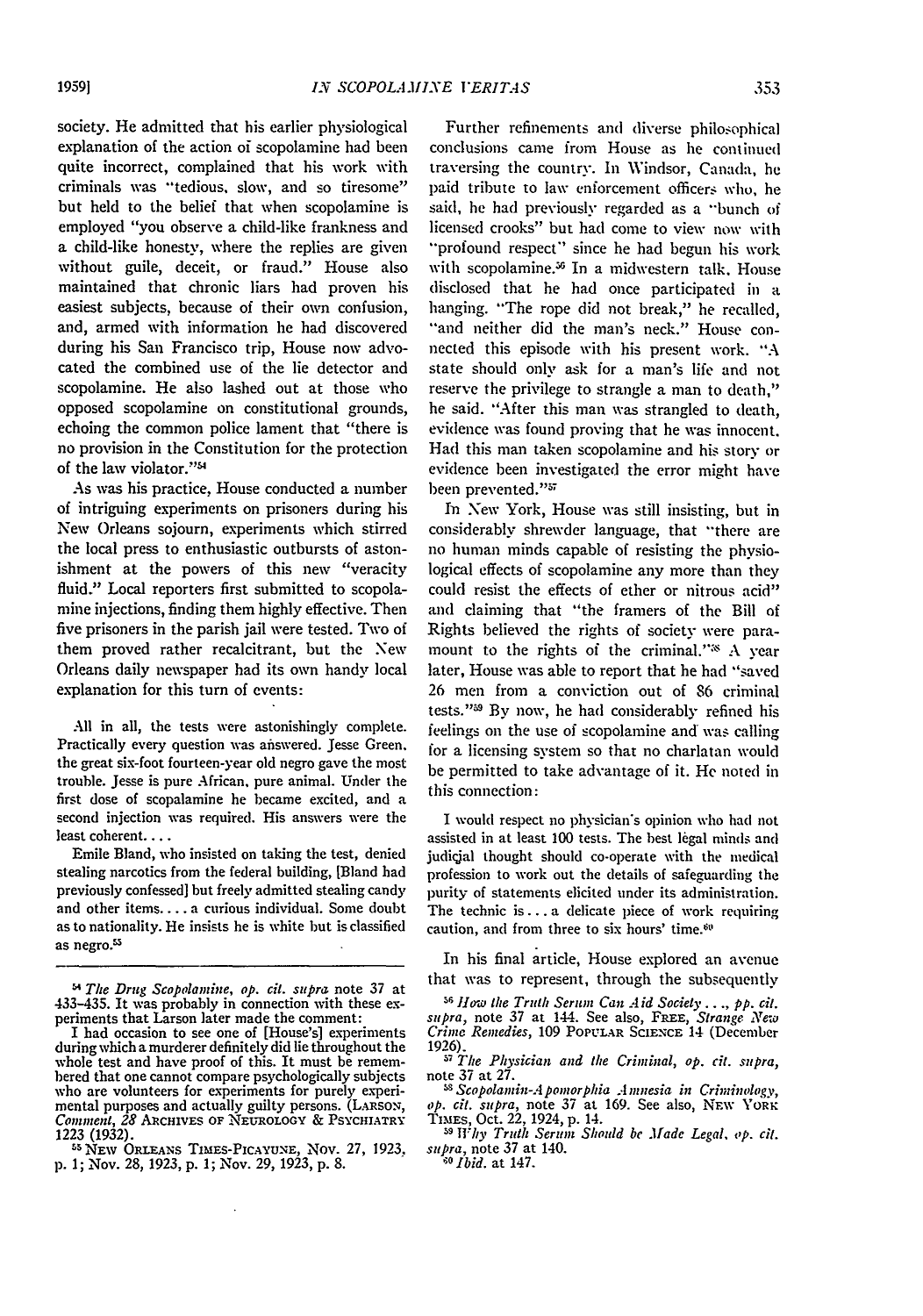society. He admitted that his earlier physiological explanation of the action of scopolamine had been quite incorrect, complained that his work with criminals was "tedious, slow, and so tiresome" but held to the belief that when scopolamine is employed "you observe a child-like frankness and a child-like honesty, where the replies are given without guile, deceit, or fraud." House also maintained that chronic liars had proven his easiest subjects, because of their own confusion, and, armed with information he had discovered during his San Francisco trip, House now advocated the combined use of the lie detector and scopolamine. He also lashed out at those who opposed scopolamine on constitutional grounds, echoing the common police lament that "there is no provision in the Constitution for the protection of the law violator."[54]

As was his practice, House conducted a number of intriguing experiments on prisoners during his New Orleans sojourn, experiments which stirred the local press to enthusiastic outbursts of astonishment at the powers of this new "veracity fluid." Local reporters first submitted to scopolamine injections, finding them highly effective. Then five prisoners in the parish jail were tested. Two of them proved rather recalcitrant, but the New Orleans daily newspaper had its own handy local explanation for this turn of events:

> All in all, the tests were astonishingly complete. Practically every question was answered. Jesse Green, the great six-foot fourteen-year old negro gave the most trouble. Jesse is pure African, pure animal. Under the first dose of scopalamine he became excited, and a second injection was required. His answers were the least coherent. . . .
>
> Emile Bland, who insisted on taking the test, denied stealing narcotics from the federal building, [Bland had previously confessed] but freely admitted stealing candy and other items. . . . a curious individual. Some doubt as to nationality. He insists he is white but is classified as negro.[55]

Further refinements and diverse philosophical conclusions came from House as he continued traversing the country. In Windsor, Canada, he paid tribute to law enforcement officers who, he said, he had previously regarded as a "bunch of licensed crooks" but had come to view now with "profound respect" since he had begun his work with scopolamine.[56] In a midwestern talk, House disclosed that he had once participated in a hanging. "The rope did not break," he recalled, "and neither did the man's neck." House connected this episode with his present work. "A state should only ask for a man's life and not reserve the privilege to strangle a man to death," he said. "After this man was strangled to death, evidence was found proving that he was innocent. Had this man taken scopolamine and his story or evidence been investigated the error might have been prevented."[57]

In New York, House was still insisting, but in considerably shrewder language, that "there are no human minds capable of resisting the physiological effects of scopolamine any more than they could resist the effects of ether or nitrous acid" and claiming that "the framers of the Bill of Rights believed the rights of society were paramount to the rights of the criminal."[58] A year later, House was able to report that he had "saved 26 men from a conviction out of 86 criminal tests."[59] By now, he had considerably refined his feelings on the use of scopolamine and was calling for a licensing system so that no charlatan would be permitted to take advantage of it. He noted in this connection:

> I would respect no physician's opinion who had not assisted in at least 100 tests. The best legal minds and judicial thought should co-operate with the medical profession to work out the details of safeguarding the purity of statements elicited under its administration. The technic is . . . a delicate piece of work requiring caution, and from three to six hours' time.[60]

In his final article, House explored an avenue that was to represent, through the subsequently

---

[54] *The Drug Scopolamine*, *op. cit. supra* note 37 at 433–435. It was probably in connection with these experiments that Larson later made the comment:

I had occasion to see one of [House's] experiments during which a murderer definitely did lie throughout the whole test and have proof of this. It must be remembered that one cannot compare psychologically subjects who are volunteers for experiments for purely experimental purposes and actually guilty persons. (LARSON, *Comment*, 28 ARCHIVES OF NEUROLOGY & PSYCHIATRY 1223 (1932).

[55] NEW ORLEANS TIMES-PICAYUNE, Nov. 27, 1923, p. 1; Nov. 28, 1923, p. 1; Nov. 29, 1923, p. 8.

[56] *How the Truth Serum Can Aid Society . . .*, *pp. cit. supra*, note 37 at 144. See also, FREE, *Strange New Crime Remedies*, 109 POPULAR SCIENCE 14 (December 1926).

[57] *The Physician and the Criminal*, *op. cit. supra*, note 37 at 27.

[58] *Scopolamin-Apomorphia Amnesia in Criminology*, *op. cit. supra*, note 37 at 169. See also, NEW YORK TIMES, Oct. 22, 1924, p. 14.

[59] *Why Truth Serum Should be Made Legal*, *op. cit. supra*, note 37 at 140.

[60] *Ibid.* at 147.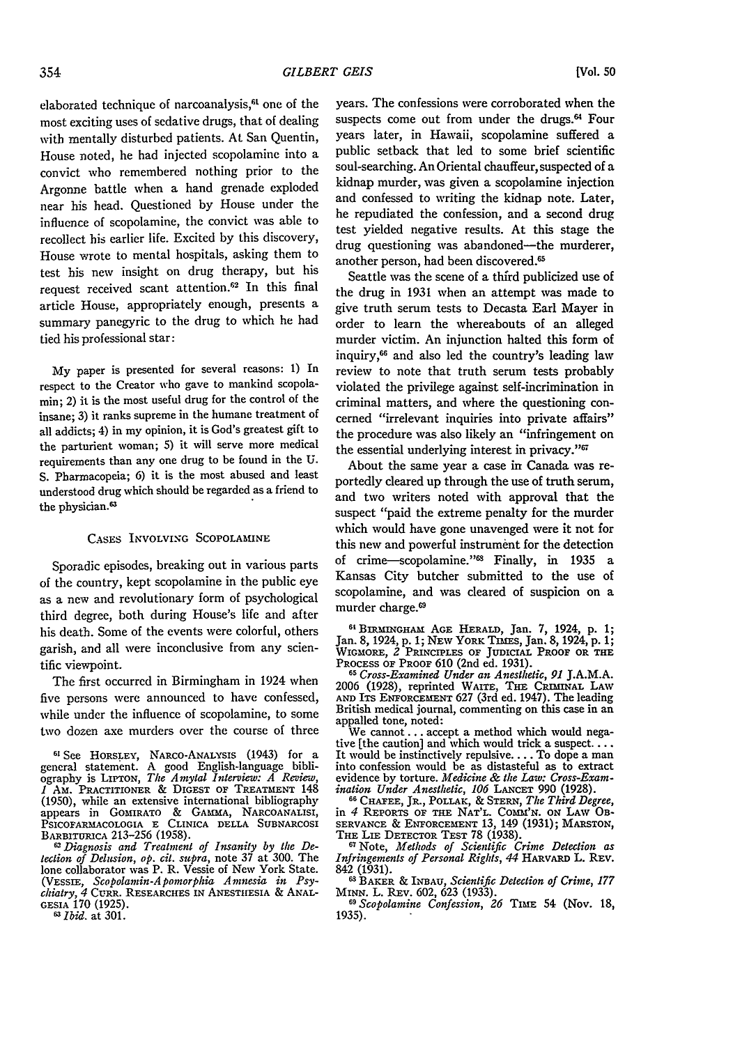elaborated technique of narcoanalysis,[61] one of the most exciting uses of sedative drugs, that of dealing with mentally disturbed patients. At San Quentin, House noted, he had injected scopolamine into a convict who remembered nothing prior to the Argonne battle when a hand grenade exploded near his head. Questioned by House under the influence of scopolamine, the convict was able to recollect his earlier life. Excited by this discovery, House wrote to mental hospitals, asking them to test his new insight on drug therapy, but his request received scant attention.[62] In this final article House, appropriately enough, presents a summary panegyric to the drug to which he had tied his professional star:

> My paper is presented for several reasons: 1) In respect to the Creator who gave to mankind scopolamin; 2) it is the most useful drug for the control of the insane; 3) it ranks supreme in the humane treatment of all addicts; 4) in my opinion, it is God's greatest gift to the parturient woman; 5) it will serve more medical requirements than any one drug to be found in the U. S. Pharmacopeia; 6) it is the most abused and least understood drug which should be regarded as a friend to the physician.[63]

## Cases Involving Scopolamine

Sporadic episodes, breaking out in various parts of the country, kept scopolamine in the public eye as a new and revolutionary form of psychological third degree, both during House's life and after his death. Some of the events were colorful, others garish, and all were inconclusive from any scientific viewpoint.

The first occurred in Birmingham in 1924 when five persons were announced to have confessed, while under the influence of scopolamine, to some two dozen axe murders over the course of three years. The confessions were corroborated when the suspects come out from under the drugs.[64] Four years later, in Hawaii, scopolamine suffered a public setback that led to some brief scientific soul-searching. An Oriental chauffeur, suspected of a kidnap murder, was given a scopolamine injection and confessed to writing the kidnap note. Later, he repudiated the confession, and a second drug test yielded negative results. At this stage the drug questioning was abandoned—the murderer, another person, had been discovered.[65]

Seattle was the scene of a third publicized use of the drug in 1931 when an attempt was made to give truth serum tests to Decasta Earl Mayer in order to learn the whereabouts of an alleged murder victim. An injunction halted this form of inquiry,[66] and also led the country's leading law review to note that truth serum tests probably violated the privilege against self-incrimination in criminal matters, and where the questioning concerned "irrelevant inquiries into private affairs" the procedure was also likely an "infringement on the essential underlying interest in privacy."[67]

About the same year a case in Canada was reportedly cleared up through the use of truth serum, and two writers noted with approval that the suspect "paid the extreme penalty for the murder which would have gone unavenged were it not for this new and powerful instrument for the detection of crime—scopolamine."[68] Finally, in 1935 a Kansas City butcher submitted to the use of scopolamine, and was cleared of suspicion on a murder charge.[69]

---

[61] See Horsley, Narco-Analysis (1943) for a general statement. A good English-language bibliography is Lipton, *The Amytal Interview: A Review*, *1* Am. Practitioner & Digest of Treatment 148 (1950), while an extensive international bibliography appears in Gomirato & Gamma, Narcoanalisi, Psicofarmacologia e Clinica della Subnarcosi Barbiturica 213–256 (1958).

[62] *Diagnosis and Treatment of Insanity by the Detection of Delusion*, *op. cit. supra*, note 37 at 300. The lone collaborator was P. R. Vessie of New York State. (Vessie, *Scopolamin-Apomorphia Amnesia in Psychiatry*, *4* Curr. Researches in Anesthesia & Analgesia 170 (1925).

[63] *Ibid.* at 301.

[64] Birmingham Age Herald, Jan. 7, 1924, p. 1; Jan. 8, 1924, p. 1; New York Times, Jan. 8, 1924, p. 1; Wigmore, *2* Principles of Judicial Proof or the Process of Proof 610 (2nd ed. 1931).

[65] *Cross-Examined Under an Anesthetic*, *91* J.A.M.A. 2006 (1928), reprinted Waite, The Criminal Law and Its Enforcement 627 (3rd ed. 1947). The leading British medical journal, commenting on this case in an appalled tone, noted:

We cannot ... accept a method which would negative [the caution] and which would trick a suspect.... It would be instinctively repulsive.... To dope a man into confession would be as distasteful as to extract evidence by torture. *Medicine & the Law: Cross-Examination Under Anesthetic*, *106* Lancet 990 (1928).

[66] Chafee, Jr., Pollak, & Stern, *The Third Degree*, in *4* Reports of the Nat'l. Comm'n. on Law Observance & Enforcement 13, 149 (1931); Marston, The Lie Detector Test 78 (1938).

[67] Note, *Methods of Scientific Crime Detection as Infringements of Personal Rights*, *44* Harvard L. Rev. 842 (1931).

[68] Baker & Inbau, *Scientific Detection of Crime*, *177* Minn. L. Rev. 602, 623 (1933).

[69] *Scopolamine Confession*, *26* Time 54 (Nov. 18, 1935).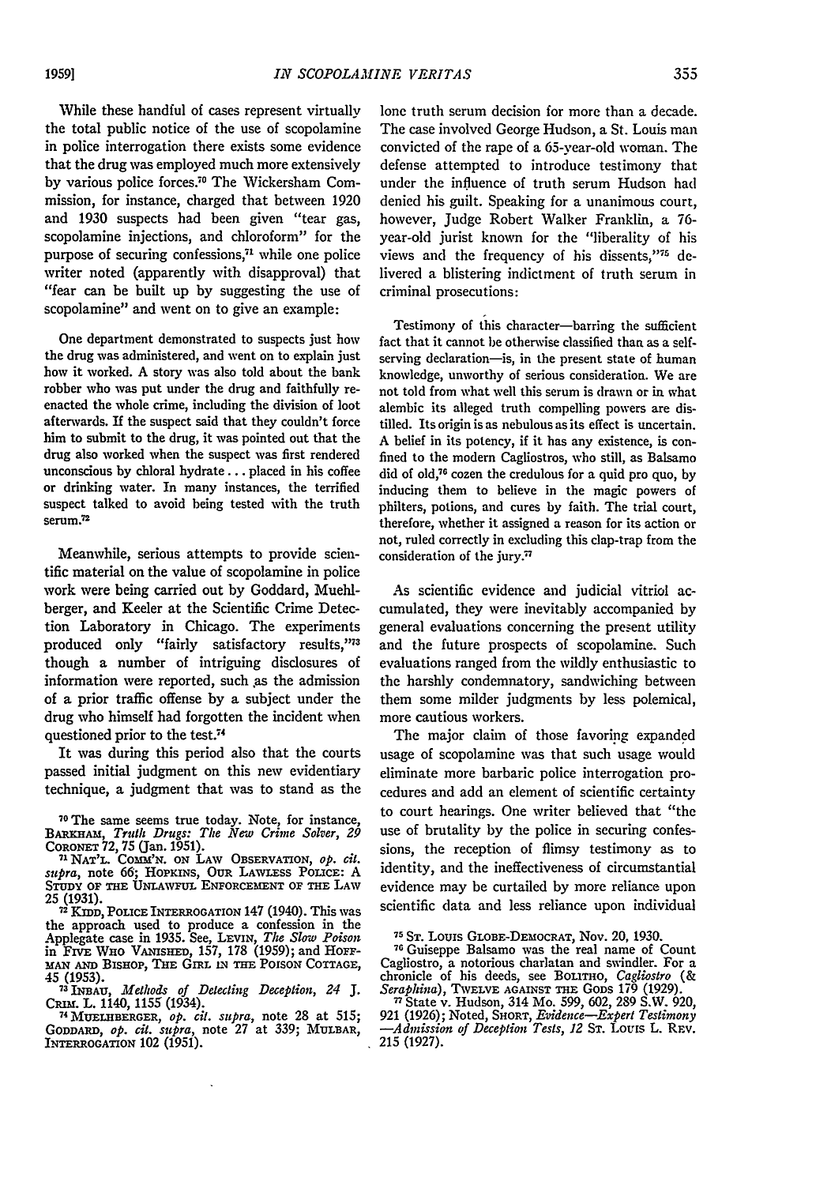While these handful of cases represent virtually the total public notice of the use of scopolamine in police interrogation there exists some evidence that the drug was employed much more extensively by various police forces.[70] The Wickersham Commission, for instance, charged that between 1920 and 1930 suspects had been given "tear gas, scopolamine injections, and chloroform" for the purpose of securing confessions,[71] while one police writer noted (apparently with disapproval) that "fear can be built up by suggesting the use of scopolamine" and went on to give an example:

> One department demonstrated to suspects just how the drug was administered, and went on to explain just how it worked. A story was also told about the bank robber who was put under the drug and faithfully re-enacted the whole crime, including the division of loot afterwards. If the suspect said that they couldn't force him to submit to the drug, it was pointed out that the drug also worked when the suspect was first rendered unconscious by chloral hydrate . . . placed in his coffee or drinking water. In many instances, the terrified suspect talked to avoid being tested with the truth serum.[72]

Meanwhile, serious attempts to provide scientific material on the value of scopolamine in police work were being carried out by Goddard, Muehlberger, and Keeler at the Scientific Crime Detection Laboratory in Chicago. The experiments produced only "fairly satisfactory results,"[73] though a number of intriguing disclosures of information were reported, such as the admission of a prior traffic offense by a subject under the drug who himself had forgotten the incident when questioned prior to the test.[74]

It was during this period also that the courts passed initial judgment on this new evidentiary technique, a judgment that was to stand as the lone truth serum decision for more than a decade. The case involved George Hudson, a St. Louis man convicted of the rape of a 65-year-old woman. The defense attempted to introduce testimony that under the influence of truth serum Hudson had denied his guilt. Speaking for a unanimous court, however, Judge Robert Walker Franklin, a 76-year-old jurist known for the "liberality of his views and the frequency of his dissents,"[75] delivered a blistering indictment of truth serum in criminal prosecutions:

> Testimony of this character—barring the sufficient fact that it cannot be otherwise classified than as a self-serving declaration—is, in the present state of human knowledge, unworthy of serious consideration. We are not told from what well this serum is drawn or in what alembic its alleged truth compelling powers are distilled. Its origin is as nebulous as its effect is uncertain. A belief in its potency, if it has any existence, is confined to the modern Cagliostros, who still, as Balsamo did of old,[76] cozen the credulous for a quid pro quo, by inducing them to believe in the magic powers of philters, potions, and cures by faith. The trial court, therefore, whether it assigned a reason for its action or not, ruled correctly in excluding this clap-trap from the consideration of the jury.[77]

As scientific evidence and judicial vitriol accumulated, they were inevitably accompanied by general evaluations concerning the present utility and the future prospects of scopolamine. Such evaluations ranged from the wildly enthusiastic to the harshly condemnatory, sandwiching between them some milder judgments by less polemical, more cautious workers.

The major claim of those favoring expanded usage of scopolamine was that such usage would eliminate more barbaric police interrogation procedures and add an element of scientific certainty to court hearings. One writer believed that "the use of brutality by the police in securing confessions, the reception of flimsy testimony as to identity, and the ineffectiveness of circumstantial evidence may be curtailed by more reliance upon scientific data and less reliance upon individual

---

[70] The same seems true today. Note, for instance, Barkham, *Truth Drugs: The New Crime Solver*, 29 Coronet 72, 75 (Jan. 1951).

[71] Nat'l. Comm'n. on Law Observation, *op. cit. supra*, note 66; Hopkins, Our Lawless Police: A Study of the Unlawful Enforcement of the Law 25 (1931).

[72] Kidd, Police Interrogation 147 (1940). This was the approach used to produce a confession in the Applegate case in 1935. See, Levin, *The Slow Poison* in Five Who Vanished, 157, 178 (1959); and Hoffman and Bishop, The Girl in the Poison Cottage, 45 (1953).

[73] Inbau, *Methods of Detecting Deception*, 24 J. Crim. L. 1140, 1155 (1934).

[74] Muehlberger, *op. cit. supra*, note 28 at 515; Goddard, *op. cit. supra*, note 27 at 339; Mulbar, Interrogation 102 (1951).

[75] St. Louis Globe-Democrat, Nov. 20, 1930.

[76] Guiseppe Balsamo was the real name of Count Cagliostro, a notorious charlatan and swindler. For a chronicle of his deeds, see Bolitho, *Cagliostro (& Seraphina)*, Twelve Against the Gods 179 (1929).

[77] State v. Hudson, 314 Mo. 599, 602, 289 S.W. 920, 921 (1926); Noted, Short, *Evidence—Expert Testimony—Admission of Deception Tests*, 12 St. Louis L. Rev. 215 (1927).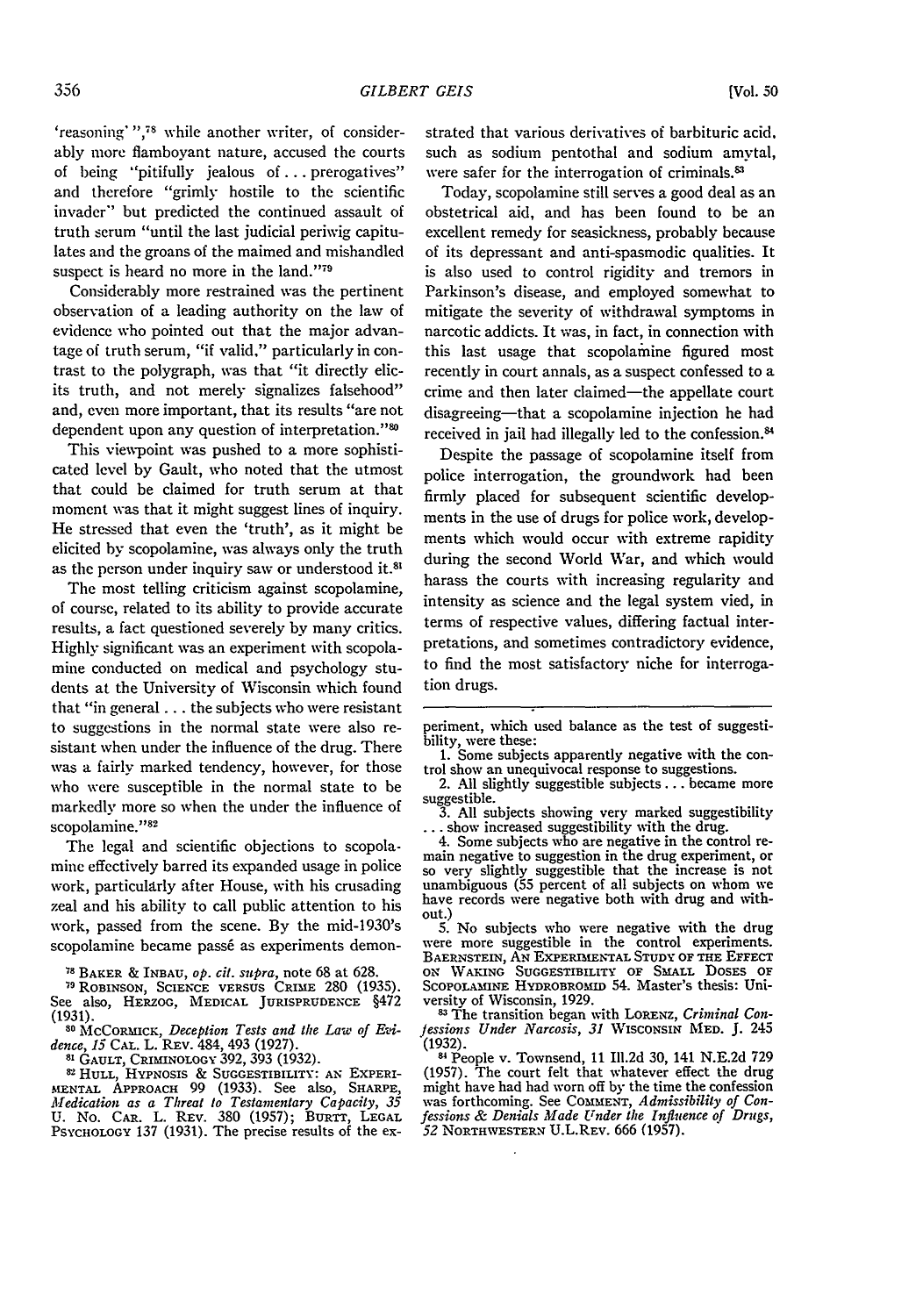'reasoning' ",[78] while another writer, of considerably more flamboyant nature, accused the courts of being "pitifully jealous of . . . prerogatives" and therefore "grimly hostile to the scientific invader" but predicted the continued assault of truth serum "until the last judicial periwig capitulates and the groans of the maimed and mishandled suspect is heard no more in the land."[79]

Considerably more restrained was the pertinent observation of a leading authority on the law of evidence who pointed out that the major advantage of truth serum, "if valid," particularly in contrast to the polygraph, was that "it directly elicits truth, and not merely signalizes falsehood" and, even more important, that its results "are not dependent upon any question of interpretation."[80]

This viewpoint was pushed to a more sophisticated level by Gault, who noted that the utmost that could be claimed for truth serum at that moment was that it might suggest lines of inquiry. He stressed that even the 'truth', as it might be elicited by scopolamine, was always only the truth as the person under inquiry saw or understood it.[81]

The most telling criticism against scopolamine, of course, related to its ability to provide accurate results, a fact questioned severely by many critics. Highly significant was an experiment with scopolamine conducted on medical and psychology students at the University of Wisconsin which found that "in general . . . the subjects who were resistant to suggestions in the normal state were also resistant when under the influence of the drug. There was a fairly marked tendency, however, for those who were susceptible in the normal state to be markedly more so when the under the influence of scopolamine."[82]

The legal and scientific objections to scopolamine effectively barred its expanded usage in police work, particularly after House, with his crusading zeal and his ability to call public attention to his work, passed from the scene. By the mid-1930's scopolamine became passé as experiments demonstrated that various derivatives of barbituric acid, such as sodium pentothal and sodium amytal, were safer for the interrogation of criminals.[83]

Today, scopolamine still serves a good deal as an obstetrical aid, and has been found to be an excellent remedy for seasickness, probably because of its depressant and anti-spasmodic qualities. It is also used to control rigidity and tremors in Parkinson's disease, and employed somewhat to mitigate the severity of withdrawal symptoms in narcotic addicts. It was, in fact, in connection with this last usage that scopolamine figured most recently in court annals, as a suspect confessed to a crime and then later claimed—the appellate court disagreeing—that a scopolamine injection he had received in jail had illegally led to the confession.[84]

Despite the passage of scopolamine itself from police interrogation, the groundwork had been firmly placed for subsequent scientific developments in the use of drugs for police work, developments which would occur with extreme rapidity during the second World War, and which would harass the courts with increasing regularity and intensity as science and the legal system vied, in terms of respective values, differing factual interpretations, and sometimes contradictory evidence, to find the most satisfactory niche for interrogation drugs.

---

[78] BAKER & INBAU, *op. cit. supra*, note 68 at 628.

[79] ROBINSON, SCIENCE VERSUS CRIME 280 (1935). See also, HERZOG, MEDICAL JURISPRUDENCE §472 (1931).

[80] MCCORMICK, *Deception Tests and the Law of Evidence*, *15* CAL. L. REV. 484, 493 (1927).

[81] GAULT, CRIMINOLOGY 392, 393 (1932).

[82] HULL, HYPNOSIS & SUGGESTIBILITY: AN EXPERIMENTAL APPROACH 99 (1933). See also, SHARPE, *Medication as a Threat to Testamentary Capacity*, *35* U. NO. CAR. L. REV. 380 (1957); BURTT, LEGAL PSYCHOLOGY 137 (1931). The precise results of the experiment, which used balance as the test of suggestibility, were these:

1. Some subjects apparently negative with the control show an unequivocal response to suggestions.
2. All slightly suggestible subjects . . . became more suggestible.
3. All subjects showing very marked suggestibility . . . show increased suggestibility with the drug.
4. Some subjects who are negative in the control remain negative to suggestion in the drug experiment, or so very slightly suggestible that the increase is not unambiguous (55 percent of all subjects on whom we have records were negative both with drug and without.)
5. No subjects who were negative with the drug were more suggestible in the control experiments.

BAERNSTEIN, AN EXPERIMENTAL STUDY OF THE EFFECT ON WAKING SUGGESTIBILITY OF SMALL DOSES OF SCOPOLAMINE HYDROBROMID 54. Master's thesis: University of Wisconsin, 1929.

[83] The transition began with LORENZ, *Criminal Confessions Under Narcosis*, *31* WISCONSIN MED. J. 245 (1932).

[84] People v. Townsend, 11 Ill.2d 30, 141 N.E.2d 729 (1957). The court felt that whatever effect the drug might have had had worn off by the time the confession was forthcoming. See COMMENT, *Admissibility of Confessions & Denials Made Under the Influence of Drugs*, *52* NORTHWESTERN U.L.REV. 666 (1957).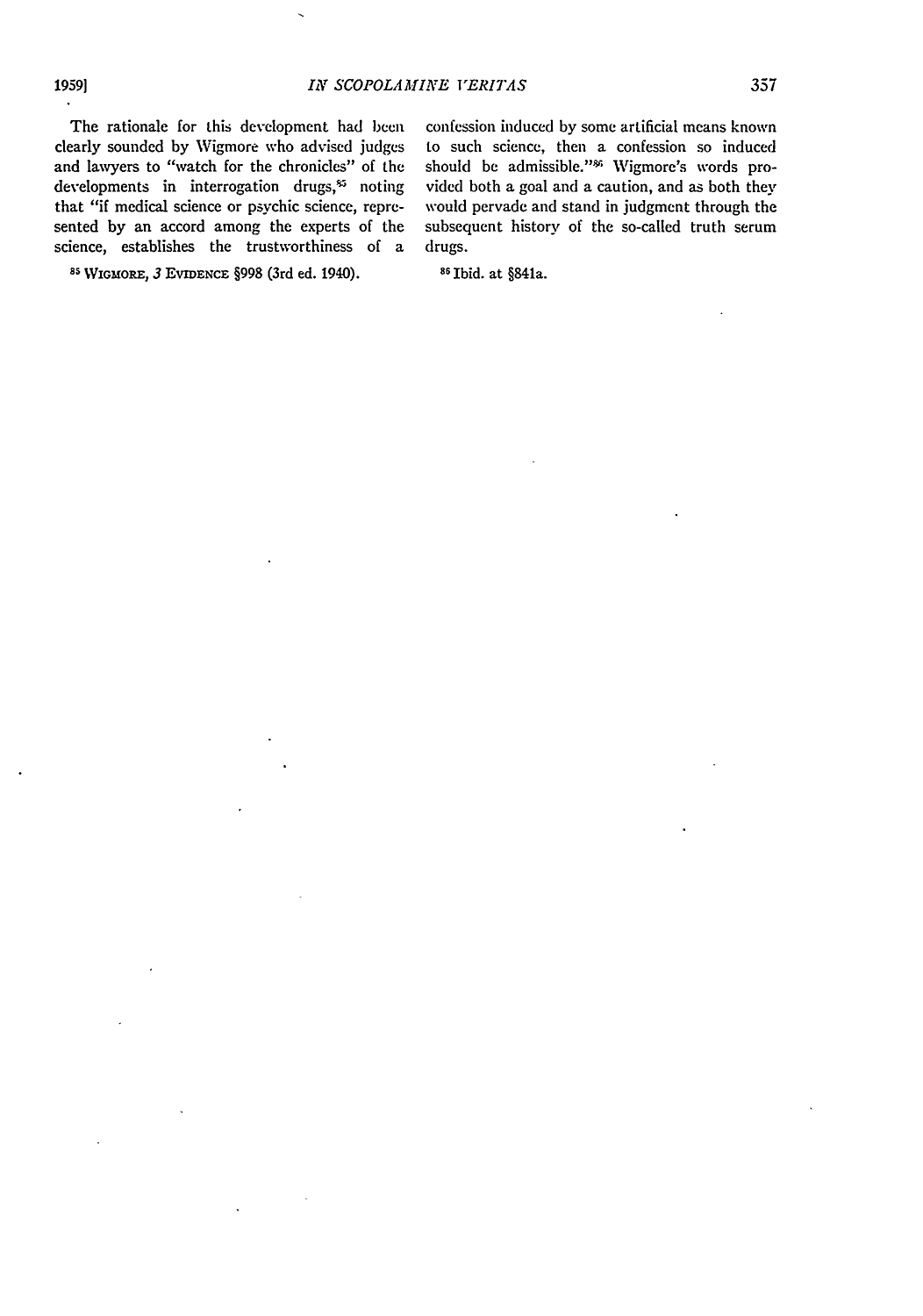The rationale for this development had been clearly sounded by Wigmore who advised judges and lawyers to "watch for the chronicles" of the developments in interrogation drugs,[85] noting that "if medical science or psychic science, represented by an accord among the experts of the science, establishes the trustworthiness of a confession induced by some artificial means known to such science, then a confession so induced should be admissible."[86] Wigmore's words provided both a goal and a caution, and as both they would pervade and stand in judgment through the subsequent history of the so-called truth serum drugs.

[85] WIGMORE, *3 EVIDENCE* §998 (3rd ed. 1940).

[86] Ibid. at §841a.